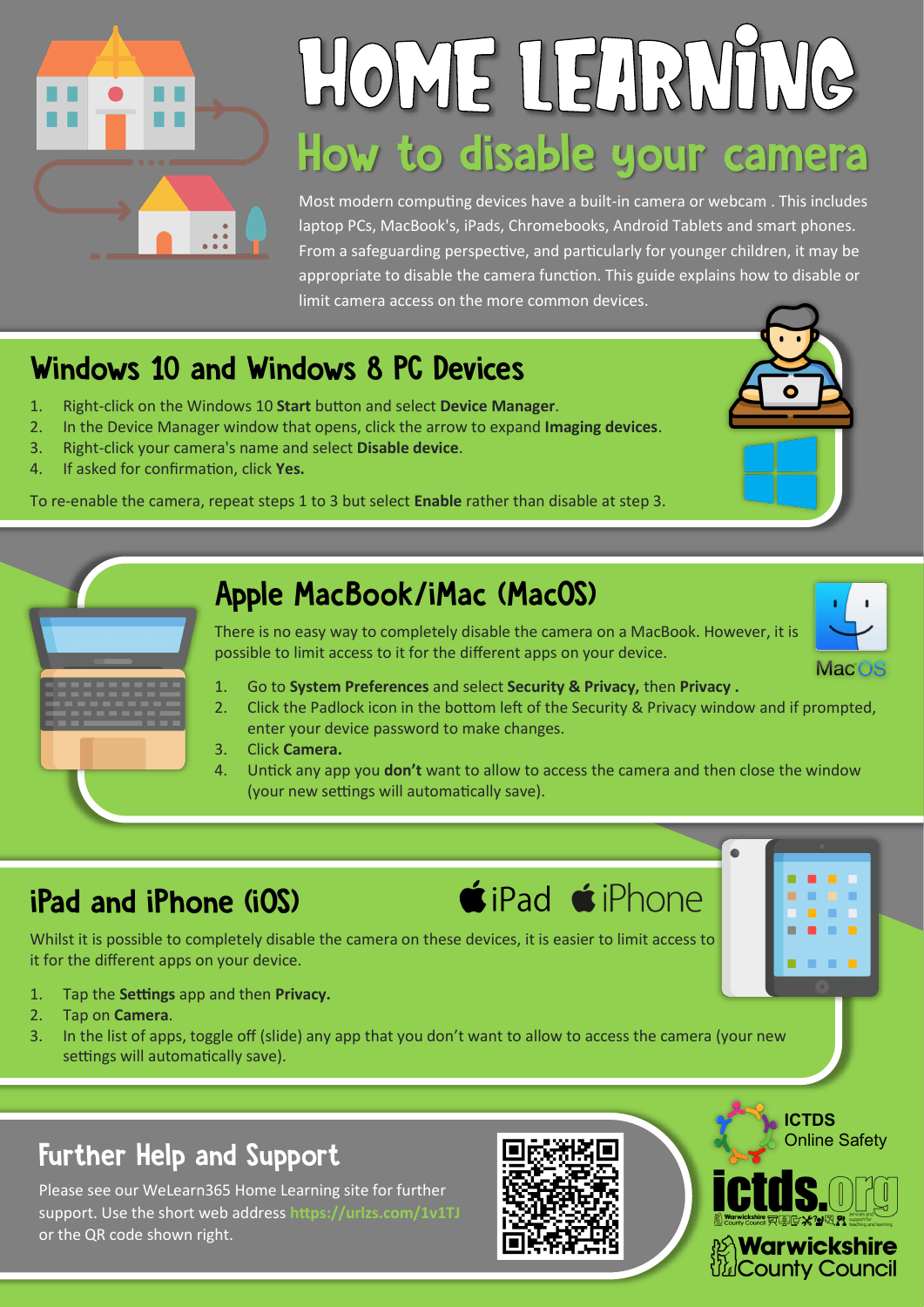# HOME LEARNING

## How to disable your camera

Most modern computing devices have a built-in camera or webcam . This includes laptop PCs, MacBook's, iPads, Chromebooks, Android Tablets and smart phones. From a safeguarding perspective, and particularly for younger children, it may be appropriate to disable the camera function. This guide explains how to disable or limit camera access on the more common devices.

## Windows 10 and Windows 8 PC Devices

1. Right-click on the Windows 10 **Start** button and select **Device Manager**.
2. In the Device Manager window that opens, click the arrow to expand **Imaging devices**.
3. Right-click your camera's name and select **Disable device**.
4. If asked for confirmation, click **Yes.**

To re-enable the camera, repeat steps 1 to 3 but select **Enable** rather than disable at step 3.

## Apple MacBook/iMac (MacOS)

MacOS

There is no easy way to completely disable the camera on a MacBook. However, it is possible to limit access to it for the different apps on your device.

1. Go to **System Preferences** and select **Security & Privacy,** then **Privacy .**
2. Click the Padlock icon in the bottom left of the Security & Privacy window and if prompted, enter your device password to make changes.
3. Click **Camera.**
4. Untick any app you **don't** want to allow to access the camera and then close the window (your new settings will automatically save).

## iPad and iPhone (iOS)

iPad iPhone

Whilst it is possible to completely disable the camera on these devices, it is easier to limit access to it for the different apps on your device.

1. Tap the **Settings** app and then **Privacy.**
2. Tap on **Camera**.
3. In the list of apps, toggle off (slide) any app that you don't want to allow to access the camera (your new settings will automatically save).

## Further Help and Support

Please see our WeLearn365 Home Learning site for further support. Use the short web address https://urlzs.com/1v1TJ or the QR code shown right.

ICTDS Online Safety

ictds.org

Warwickshire County Council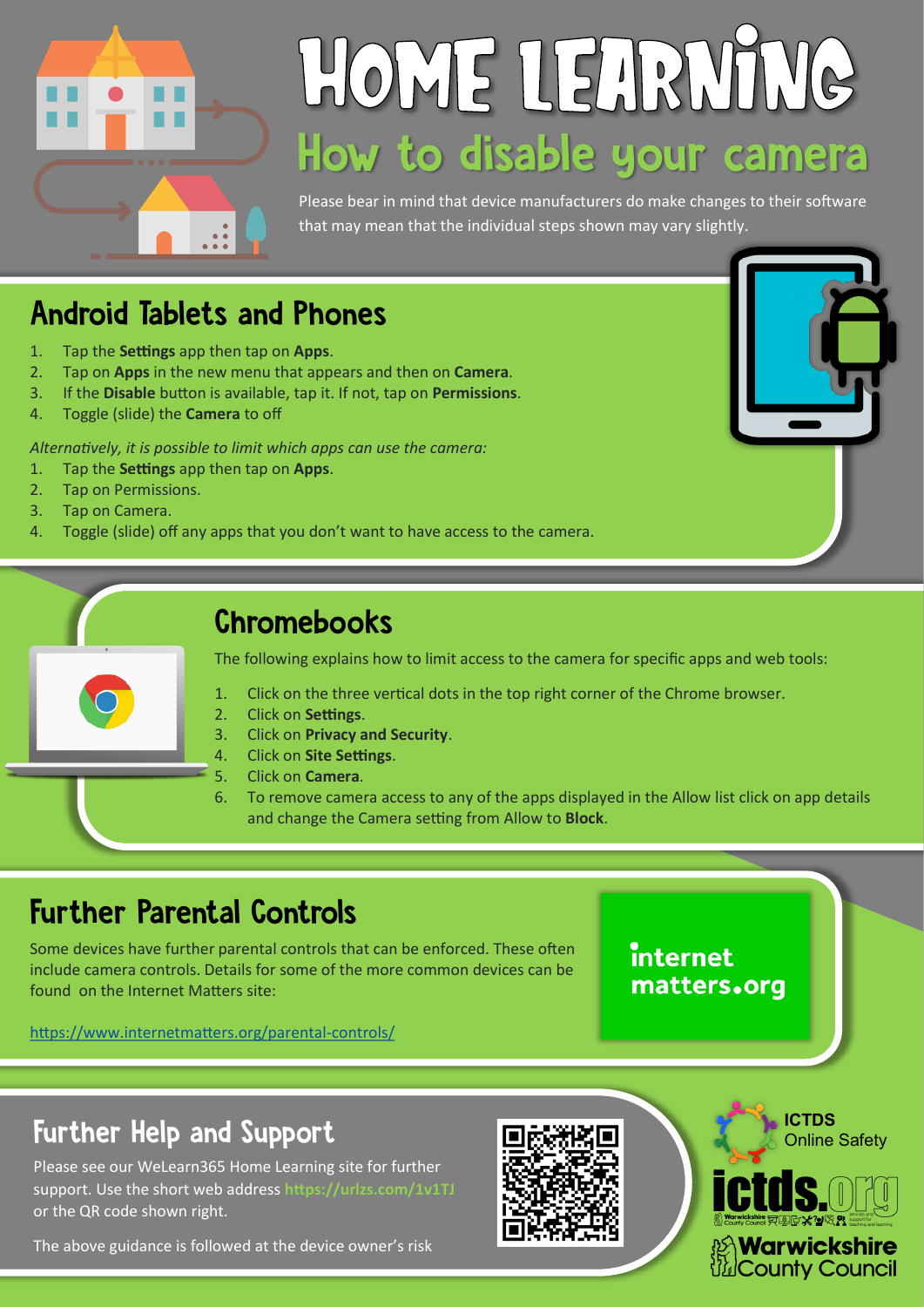# HOME LEARNING

## How to disable your camera

Please bear in mind that device manufacturers do make changes to their software that may mean that the individual steps shown may vary slightly.

## Android Tablets and Phones

1. Tap the **Settings** app then tap on **Apps**.
2. Tap on **Apps** in the new menu that appears and then on **Camera**.
3. If the **Disable** button is available, tap it. If not, tap on **Permissions**.
4. Toggle (slide) the **Camera** to off

*Alternatively, it is possible to limit which apps can use the camera:*

1. Tap the **Settings** app then tap on **Apps**.
2. Tap on Permissions.
3. Tap on Camera.
4. Toggle (slide) off any apps that you don't want to have access to the camera.

## Chromebooks

The following explains how to limit access to the camera for specific apps and web tools:

1. Click on the three vertical dots in the top right corner of the Chrome browser.
2. Click on **Settings**.
3. Click on **Privacy and Security**.
4. Click on **Site Settings**.
5. Click on **Camera**.
6. To remove camera access to any of the apps displayed in the Allow list click on app details and change the Camera setting from Allow to **Block**.

## Further Parental Controls

Some devices have further parental controls that can be enforced. These often include camera controls. Details for some of the more common devices can be found on the Internet Matters site:

https://www.internetmatters.org/parental-controls/

internet matters.org

## Further Help and Support

Please see our WeLearn365 Home Learning site for further support. Use the short web address **https://urlzs.com/1v1TJ** or the QR code shown right.

The above guidance is followed at the device owner's risk

ICTDS Online Safety

ictds.org

Warwickshire County Council